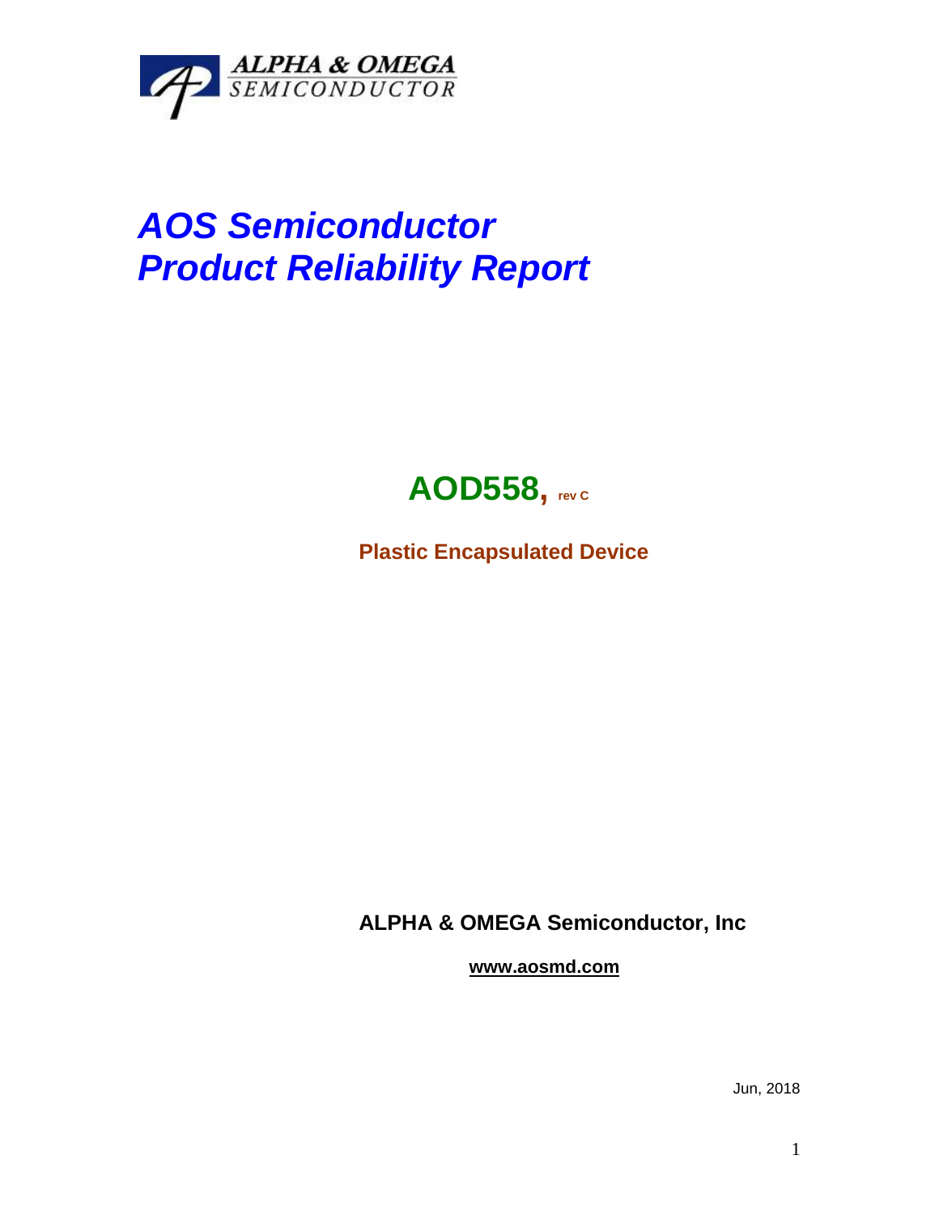ALPHA & OMEGA SEMICONDUCTOR

# *AOS Semiconductor*
# *Product Reliability Report*

## AOD558, rev C

**Plastic Encapsulated Device**

**ALPHA & OMEGA Semiconductor, Inc**

**www.aosmd.com**

Jun, 2018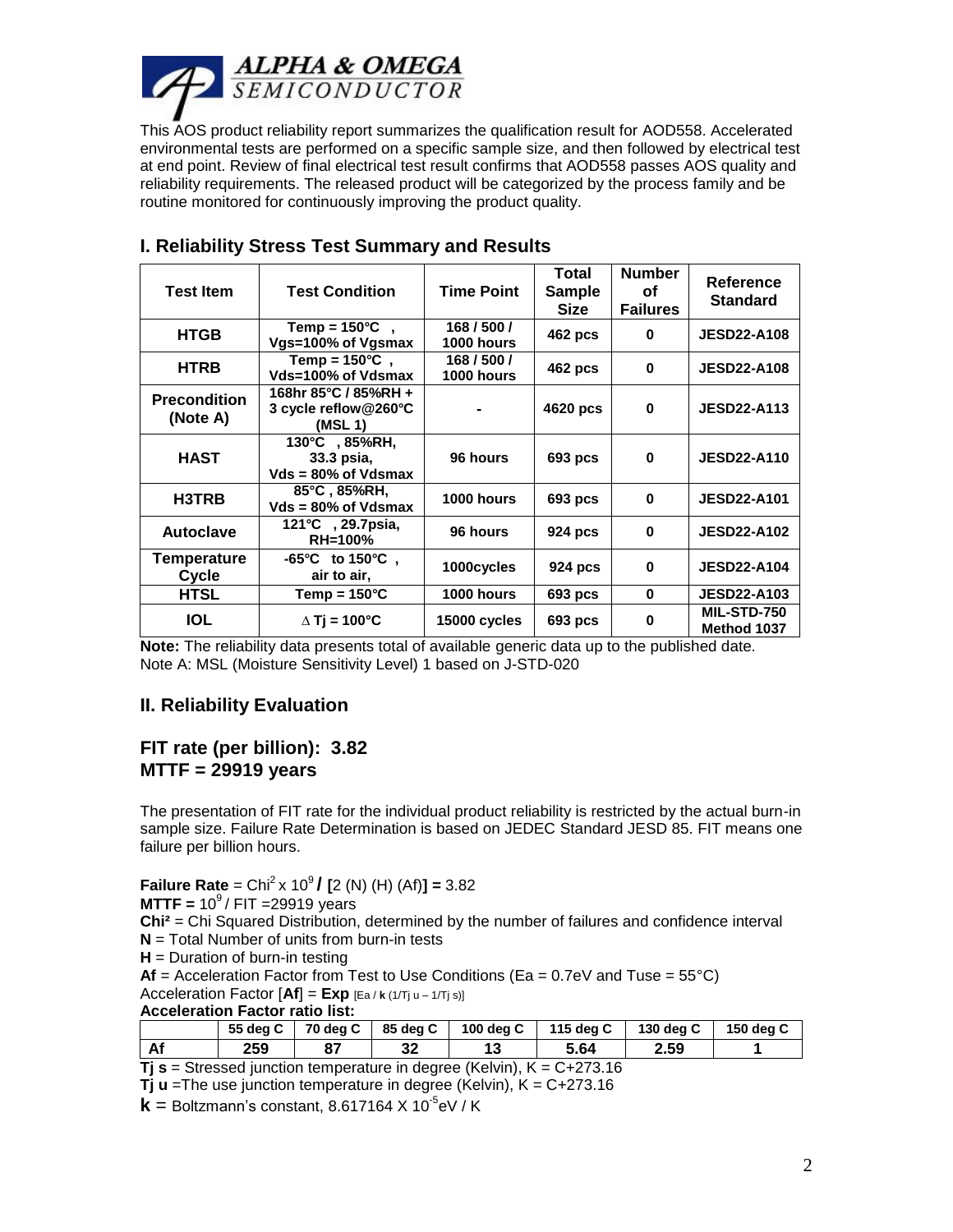This AOS product reliability report summarizes the qualification result for AOD558. Accelerated environmental tests are performed on a specific sample size, and then followed by electrical test at end point. Review of final electrical test result confirms that AOD558 passes AOS quality and reliability requirements. The released product will be categorized by the process family and be routine monitored for continuously improving the product quality.

## I. Reliability Stress Test Summary and Results

| Test Item | Test Condition | Time Point | Total Sample Size | Number of Failures | Reference Standard |
|---|---|---|---|---|---|
| HTGB | Temp = 150°C , Vgs=100% of Vgsmax | 168 / 500 / 1000 hours | 462 pcs | 0 | JESD22-A108 |
| HTRB | Temp = 150°C , Vds=100% of Vdsmax | 168 / 500 / 1000 hours | 462 pcs | 0 | JESD22-A108 |
| Precondition (Note A) | 168hr 85°C / 85%RH + 3 cycle reflow@260°C (MSL 1) | - | 4620 pcs | 0 | JESD22-A113 |
| HAST | 130°C , 85%RH, 33.3 psia, Vds = 80% of Vdsmax | 96 hours | 693 pcs | 0 | JESD22-A110 |
| H3TRB | 85°C , 85%RH, Vds = 80% of Vdsmax | 1000 hours | 693 pcs | 0 | JESD22-A101 |
| Autoclave | 121°C , 29.7psia, RH=100% | 96 hours | 924 pcs | 0 | JESD22-A102 |
| Temperature Cycle | -65°C to 150°C , air to air, | 1000cycles | 924 pcs | 0 | JESD22-A104 |
| HTSL | Temp = 150°C | 1000 hours | 693 pcs | 0 | JESD22-A103 |
| IOL | $\Delta$ Tj = 100°C | 15000 cycles | 693 pcs | 0 | MIL-STD-750 Method 1037 |

**Note:** The reliability data presents total of available generic data up to the published date.
Note A: MSL (Moisture Sensitivity Level) 1 based on J-STD-020

## II. Reliability Evaluation

### FIT rate (per billion): 3.82
### MTTF = 29919 years

The presentation of FIT rate for the individual product reliability is restricted by the actual burn-in sample size. Failure Rate Determination is based on JEDEC Standard JESD 85. FIT means one failure per billion hours.

**Failure Rate** = $Chi^2 \times 10^9$ **/ [**2 (N) (H) (Af)**] =** 3.82

**MTTF =** $10^9$ / FIT =29919 years

**Chi²** = Chi Squared Distribution, determined by the number of failures and confidence interval

**N** = Total Number of units from burn-in tests

**H** = Duration of burn-in testing

**Af** = Acceleration Factor from Test to Use Conditions (Ea = 0.7eV and Tuse = 55°C)

Acceleration Factor [**Af**] = **Exp** [Ea / **k** (1/Tj u – 1/Tj s)]

**Acceleration Factor ratio list:**

| | 55 deg C | 70 deg C | 85 deg C | 100 deg C | 115 deg C | 130 deg C | 150 deg C |
|---|---|---|---|---|---|---|---|
| Af | 259 | 87 | 32 | 13 | 5.64 | 2.59 | 1 |

**Tj s** = Stressed junction temperature in degree (Kelvin), K = C+273.16

**Tj u** =The use junction temperature in degree (Kelvin), K = C+273.16

**k** = Boltzmann's constant, $8.617164 \times 10^{-5}$eV / K